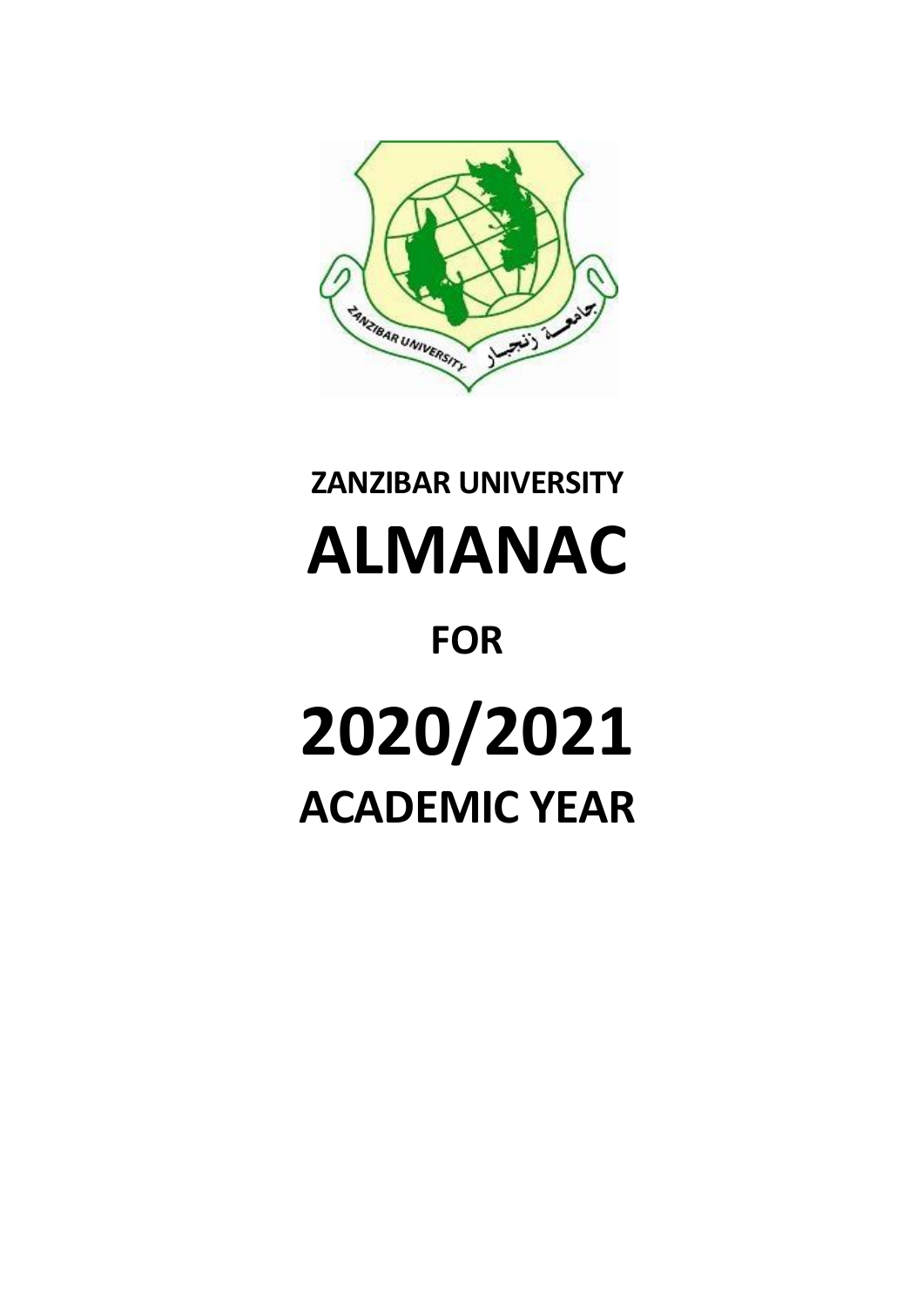# ZANZIBAR UNIVERSITY

# ALMANAC

# FOR

# 2020/2021

# ACADEMIC YEAR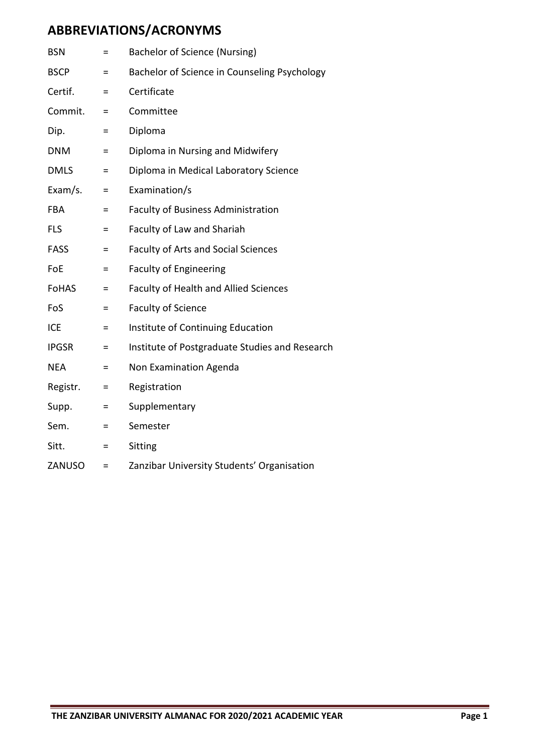# ABBREVIATIONS/ACRONYMS

| | | |
|---|---|---|
| BSN | = | Bachelor of Science (Nursing) |
| BSCP | = | Bachelor of Science in Counseling Psychology |
| Certif. | = | Certificate |
| Commit. | = | Committee |
| Dip. | = | Diploma |
| DNM | = | Diploma in Nursing and Midwifery |
| DMLS | = | Diploma in Medical Laboratory Science |
| Exam/s. | = | Examination/s |
| FBA | = | Faculty of Business Administration |
| FLS | = | Faculty of Law and Shariah |
| FASS | = | Faculty of Arts and Social Sciences |
| FoE | = | Faculty of Engineering |
| FoHAS | = | Faculty of Health and Allied Sciences |
| FoS | = | Faculty of Science |
| ICE | = | Institute of Continuing Education |
| IPGSR | = | Institute of Postgraduate Studies and Research |
| NEA | = | Non Examination Agenda |
| Registr. | = | Registration |
| Supp. | = | Supplementary |
| Sem. | = | Semester |
| Sitt. | = | Sitting |
| ZANUSO | = | Zanzibar University Students' Organisation |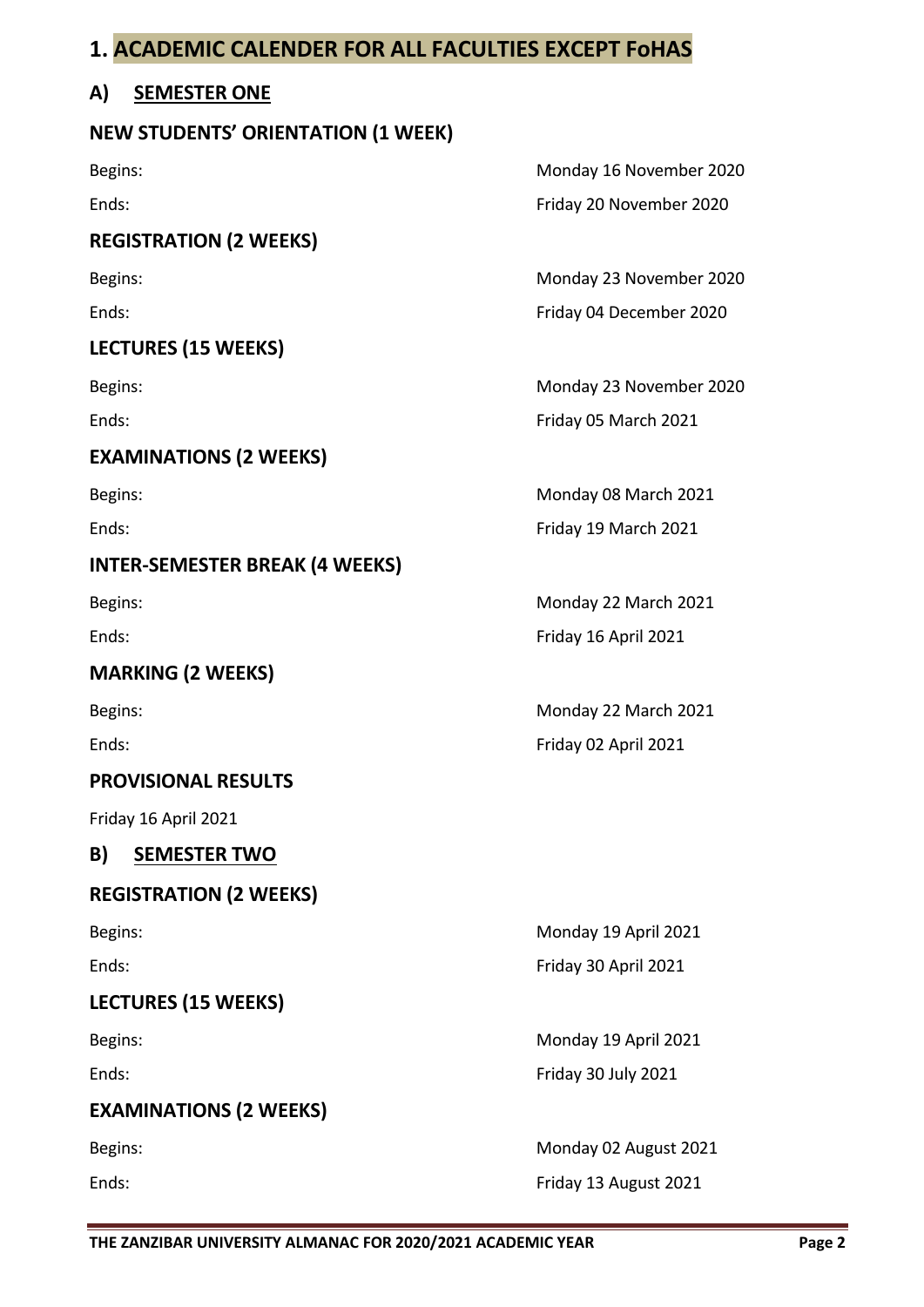# 1. ACADEMIC CALENDER FOR ALL FACULTIES EXCEPT FoHAS

## A) SEMESTER ONE

### NEW STUDENTS' ORIENTATION (1 WEEK)

Begins: Monday 16 November 2020

Ends: Friday 20 November 2020

### REGISTRATION (2 WEEKS)

Begins: Monday 23 November 2020

Ends: Friday 04 December 2020

### LECTURES (15 WEEKS)

Begins: Monday 23 November 2020

Ends: Friday 05 March 2021

### EXAMINATIONS (2 WEEKS)

Begins: Monday 08 March 2021

Ends: Friday 19 March 2021

### INTER-SEMESTER BREAK (4 WEEKS)

Begins: Monday 22 March 2021

Ends: Friday 16 April 2021

### MARKING (2 WEEKS)

Begins: Monday 22 March 2021

Ends: Friday 02 April 2021

### PROVISIONAL RESULTS

Friday 16 April 2021

## B) SEMESTER TWO

### REGISTRATION (2 WEEKS)

Begins: Monday 19 April 2021

Ends: Friday 30 April 2021

### LECTURES (15 WEEKS)

Begins: Monday 19 April 2021

Ends: Friday 30 July 2021

### EXAMINATIONS (2 WEEKS)

Begins: Monday 02 August 2021

Ends: Friday 13 August 2021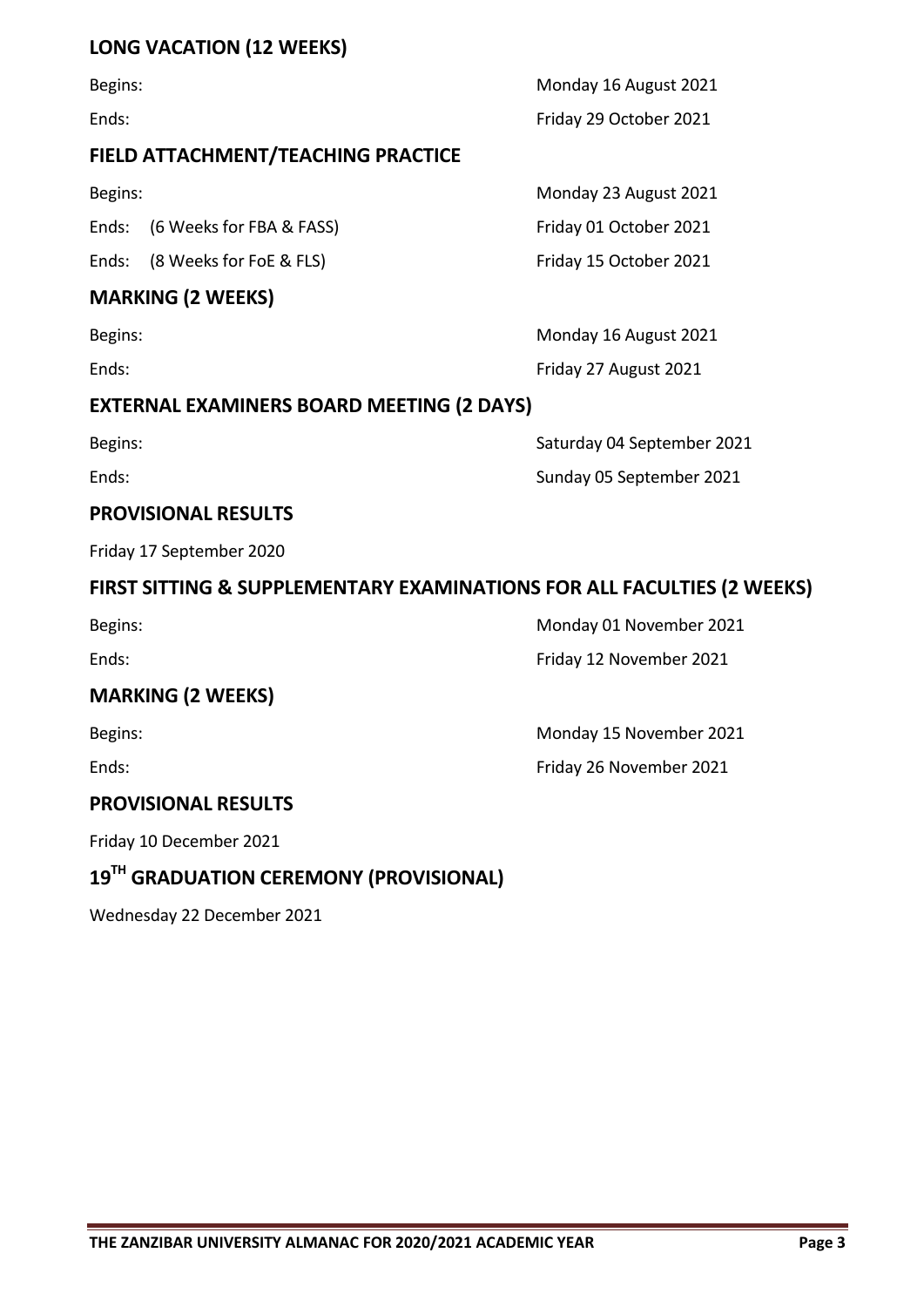## LONG VACATION (12 WEEKS)

Begins: Monday 16 August 2021

Ends: Friday 29 October 2021

## FIELD ATTACHMENT/TEACHING PRACTICE

Begins: Monday 23 August 2021

Ends: (6 Weeks for FBA & FASS) Friday 01 October 2021

Ends: (8 Weeks for FoE & FLS) Friday 15 October 2021

## MARKING (2 WEEKS)

Begins: Monday 16 August 2021

Ends: Friday 27 August 2021

## EXTERNAL EXAMINERS BOARD MEETING (2 DAYS)

Begins: Saturday 04 September 2021

Ends: Sunday 05 September 2021

## PROVISIONAL RESULTS

Friday 17 September 2020

## FIRST SITTING & SUPPLEMENTARY EXAMINATIONS FOR ALL FACULTIES (2 WEEKS)

Begins: Monday 01 November 2021

Ends: Friday 12 November 2021

## MARKING (2 WEEKS)

Begins: Monday 15 November 2021

Ends: Friday 26 November 2021

## PROVISIONAL RESULTS

Friday 10 December 2021

## 19TH GRADUATION CEREMONY (PROVISIONAL)

Wednesday 22 December 2021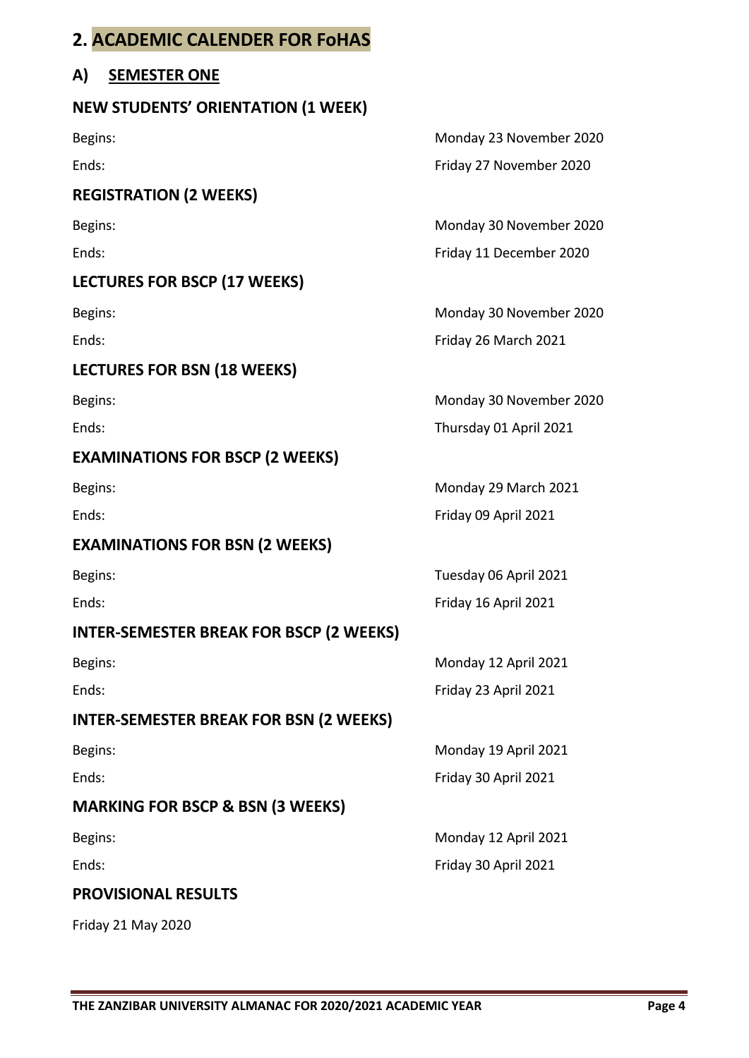## 2. ACADEMIC CALENDER FOR FoHAS

### A) SEMESTER ONE

#### NEW STUDENTS' ORIENTATION (1 WEEK)

Begins: Monday 23 November 2020

Ends: Friday 27 November 2020

#### REGISTRATION (2 WEEKS)

Begins: Monday 30 November 2020

Ends: Friday 11 December 2020

#### LECTURES FOR BSCP (17 WEEKS)

Begins: Monday 30 November 2020

Ends: Friday 26 March 2021

#### LECTURES FOR BSN (18 WEEKS)

Begins: Monday 30 November 2020

Ends: Thursday 01 April 2021

#### EXAMINATIONS FOR BSCP (2 WEEKS)

Begins: Monday 29 March 2021

Ends: Friday 09 April 2021

#### EXAMINATIONS FOR BSN (2 WEEKS)

Begins: Tuesday 06 April 2021

Ends: Friday 16 April 2021

#### INTER-SEMESTER BREAK FOR BSCP (2 WEEKS)

Begins: Monday 12 April 2021

Ends: Friday 23 April 2021

#### INTER-SEMESTER BREAK FOR BSN (2 WEEKS)

Begins: Monday 19 April 2021

Ends: Friday 30 April 2021

#### MARKING FOR BSCP & BSN (3 WEEKS)

Begins: Monday 12 April 2021

Ends: Friday 30 April 2021

#### PROVISIONAL RESULTS

Friday 21 May 2020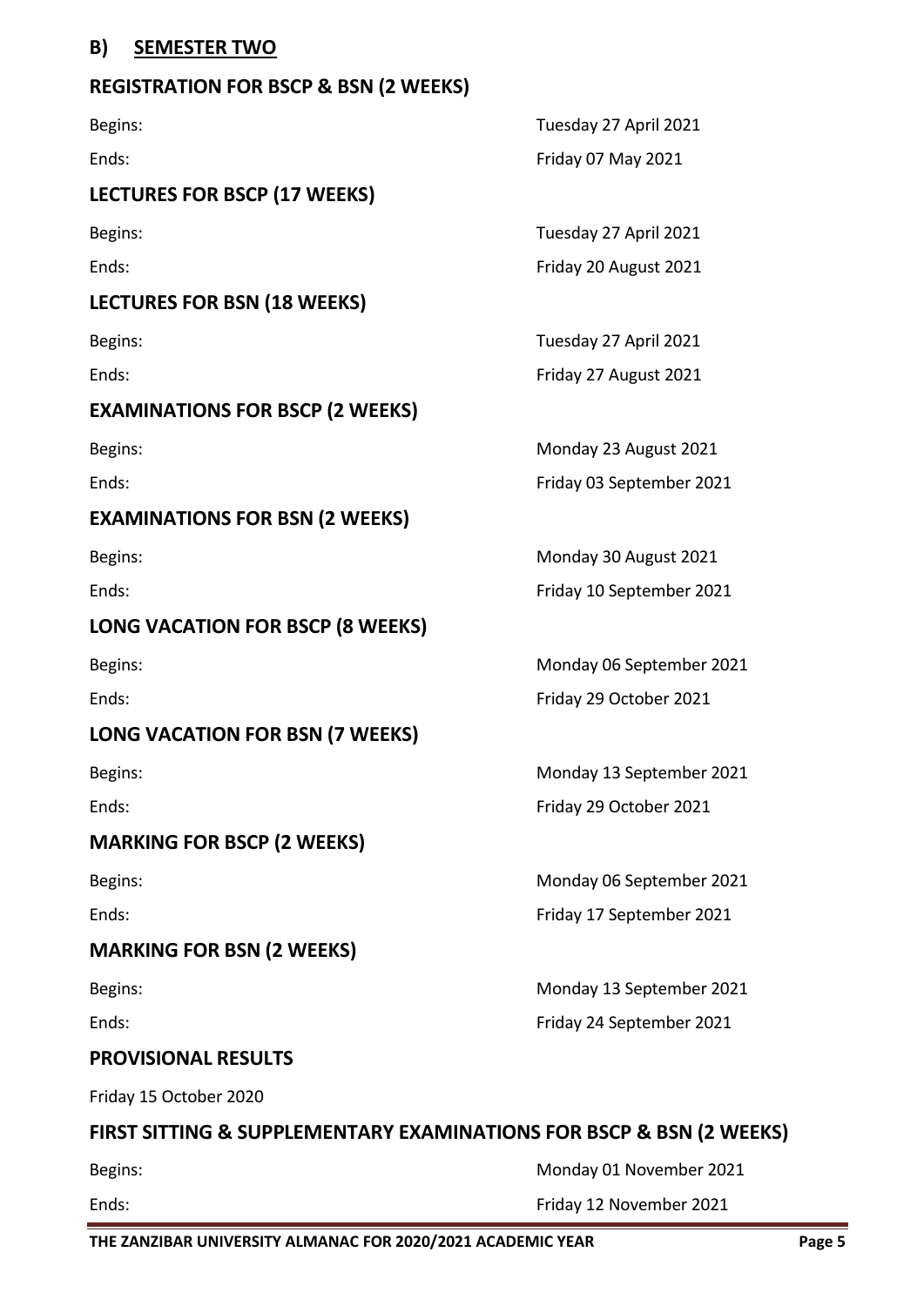## B) SEMESTER TWO

### REGISTRATION FOR BSCP & BSN (2 WEEKS)

| | |
|---|---|
| Begins: | Tuesday 27 April 2021 |
| Ends: | Friday 07 May 2021 |

### LECTURES FOR BSCP (17 WEEKS)

| | |
|---|---|
| Begins: | Tuesday 27 April 2021 |
| Ends: | Friday 20 August 2021 |

### LECTURES FOR BSN (18 WEEKS)

| | |
|---|---|
| Begins: | Tuesday 27 April 2021 |
| Ends: | Friday 27 August 2021 |

### EXAMINATIONS FOR BSCP (2 WEEKS)

| | |
|---|---|
| Begins: | Monday 23 August 2021 |
| Ends: | Friday 03 September 2021 |

### EXAMINATIONS FOR BSN (2 WEEKS)

| | |
|---|---|
| Begins: | Monday 30 August 2021 |
| Ends: | Friday 10 September 2021 |

### LONG VACATION FOR BSCP (8 WEEKS)

| | |
|---|---|
| Begins: | Monday 06 September 2021 |
| Ends: | Friday 29 October 2021 |

### LONG VACATION FOR BSN (7 WEEKS)

| | |
|---|---|
| Begins: | Monday 13 September 2021 |
| Ends: | Friday 29 October 2021 |

### MARKING FOR BSCP (2 WEEKS)

| | |
|---|---|
| Begins: | Monday 06 September 2021 |
| Ends: | Friday 17 September 2021 |

### MARKING FOR BSN (2 WEEKS)

| | |
|---|---|
| Begins: | Monday 13 September 2021 |
| Ends: | Friday 24 September 2021 |

### PROVISIONAL RESULTS

Friday 15 October 2020

### FIRST SITTING & SUPPLEMENTARY EXAMINATIONS FOR BSCP & BSN (2 WEEKS)

| | |
|---|---|
| Begins: | Monday 01 November 2021 |
| Ends: | Friday 12 November 2021 |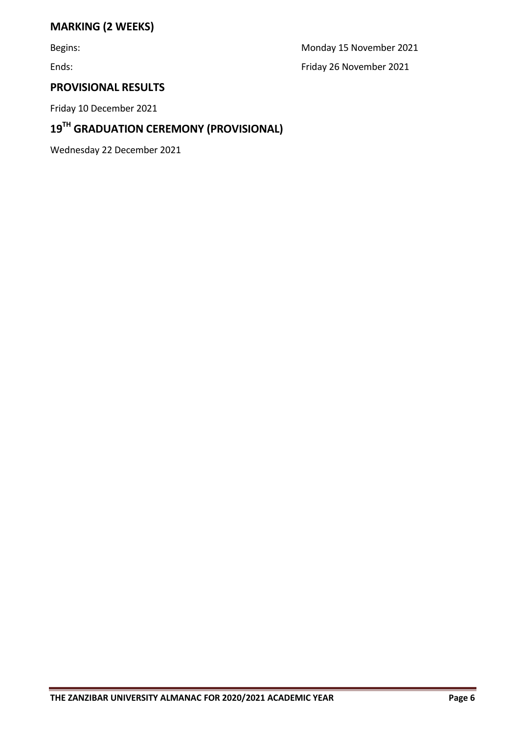## MARKING (2 WEEKS)

| | |
|---|---|
| Begins: | Monday 15 November 2021 |
| Ends: | Friday 26 November 2021 |

## PROVISIONAL RESULTS

Friday 10 December 2021

## 19TH GRADUATION CEREMONY (PROVISIONAL)

Wednesday 22 December 2021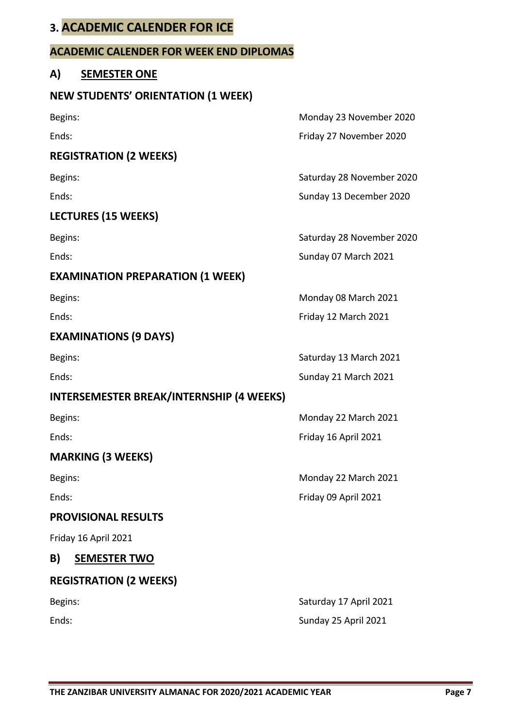# 3. ACADEMIC CALENDER FOR ICE

## ACADEMIC CALENDER FOR WEEK END DIPLOMAS

### A) SEMESTER ONE

**NEW STUDENTS' ORIENTATION (1 WEEK)**

| | |
|---|---|
| Begins: | Monday 23 November 2020 |
| Ends: | Friday 27 November 2020 |

**REGISTRATION (2 WEEKS)**

| | |
|---|---|
| Begins: | Saturday 28 November 2020 |
| Ends: | Sunday 13 December 2020 |

**LECTURES (15 WEEKS)**

| | |
|---|---|
| Begins: | Saturday 28 November 2020 |
| Ends: | Sunday 07 March 2021 |

**EXAMINATION PREPARATION (1 WEEK)**

| | |
|---|---|
| Begins: | Monday 08 March 2021 |
| Ends: | Friday 12 March 2021 |

**EXAMINATIONS (9 DAYS)**

| | |
|---|---|
| Begins: | Saturday 13 March 2021 |
| Ends: | Sunday 21 March 2021 |

**INTERSEMESTER BREAK/INTERNSHIP (4 WEEKS)**

| | |
|---|---|
| Begins: | Monday 22 March 2021 |
| Ends: | Friday 16 April 2021 |

**MARKING (3 WEEKS)**

| | |
|---|---|
| Begins: | Monday 22 March 2021 |
| Ends: | Friday 09 April 2021 |

**PROVISIONAL RESULTS**

Friday 16 April 2021

### B) SEMESTER TWO

**REGISTRATION (2 WEEKS)**

| | |
|---|---|
| Begins: | Saturday 17 April 2021 |
| Ends: | Sunday 25 April 2021 |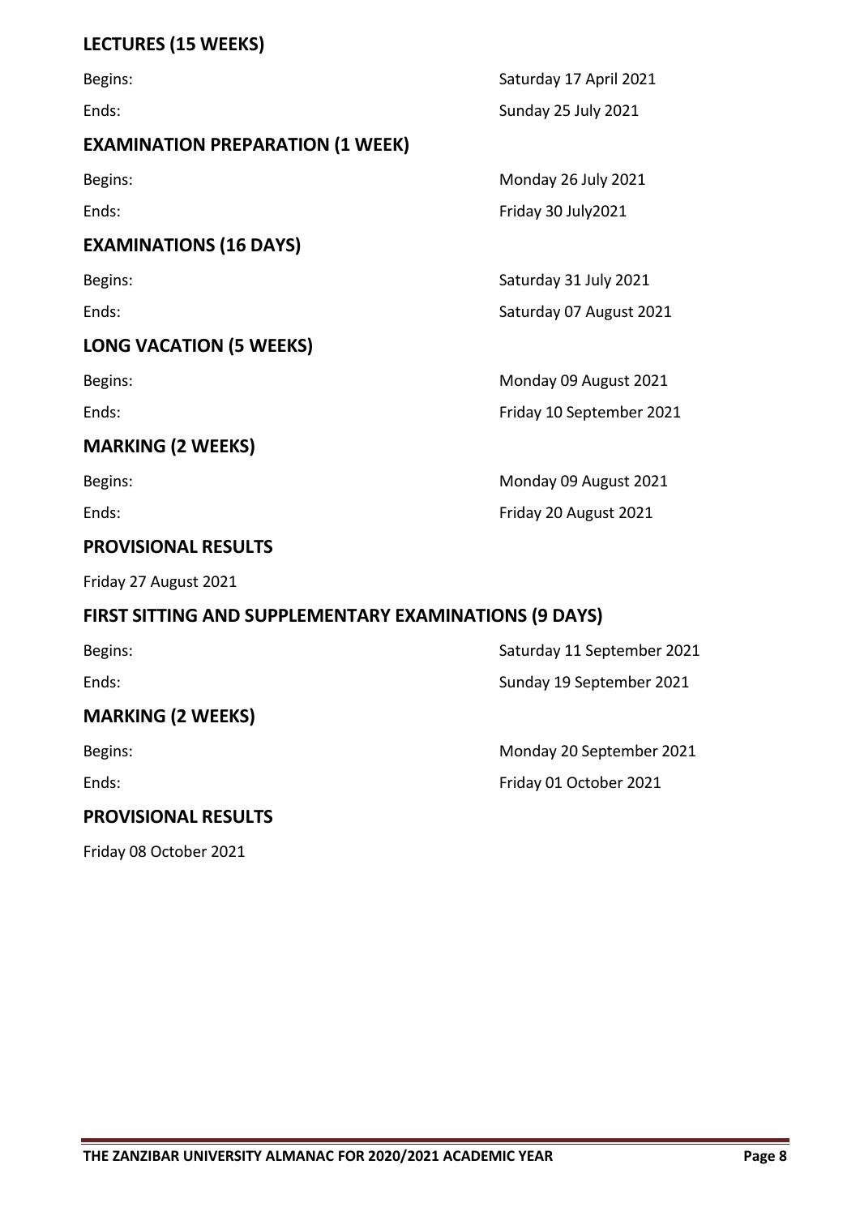## LECTURES (15 WEEKS)

Begins: Saturday 17 April 2021

Ends: Sunday 25 July 2021

## EXAMINATION PREPARATION (1 WEEK)

Begins: Monday 26 July 2021

Ends: Friday 30 July2021

## EXAMINATIONS (16 DAYS)

Begins: Saturday 31 July 2021

Ends: Saturday 07 August 2021

## LONG VACATION (5 WEEKS)

Begins: Monday 09 August 2021

Ends: Friday 10 September 2021

## MARKING (2 WEEKS)

Begins: Monday 09 August 2021

Ends: Friday 20 August 2021

## PROVISIONAL RESULTS

Friday 27 August 2021

## FIRST SITTING AND SUPPLEMENTARY EXAMINATIONS (9 DAYS)

Begins: Saturday 11 September 2021

Ends: Sunday 19 September 2021

## MARKING (2 WEEKS)

Begins: Monday 20 September 2021

Ends: Friday 01 October 2021

## PROVISIONAL RESULTS

Friday 08 October 2021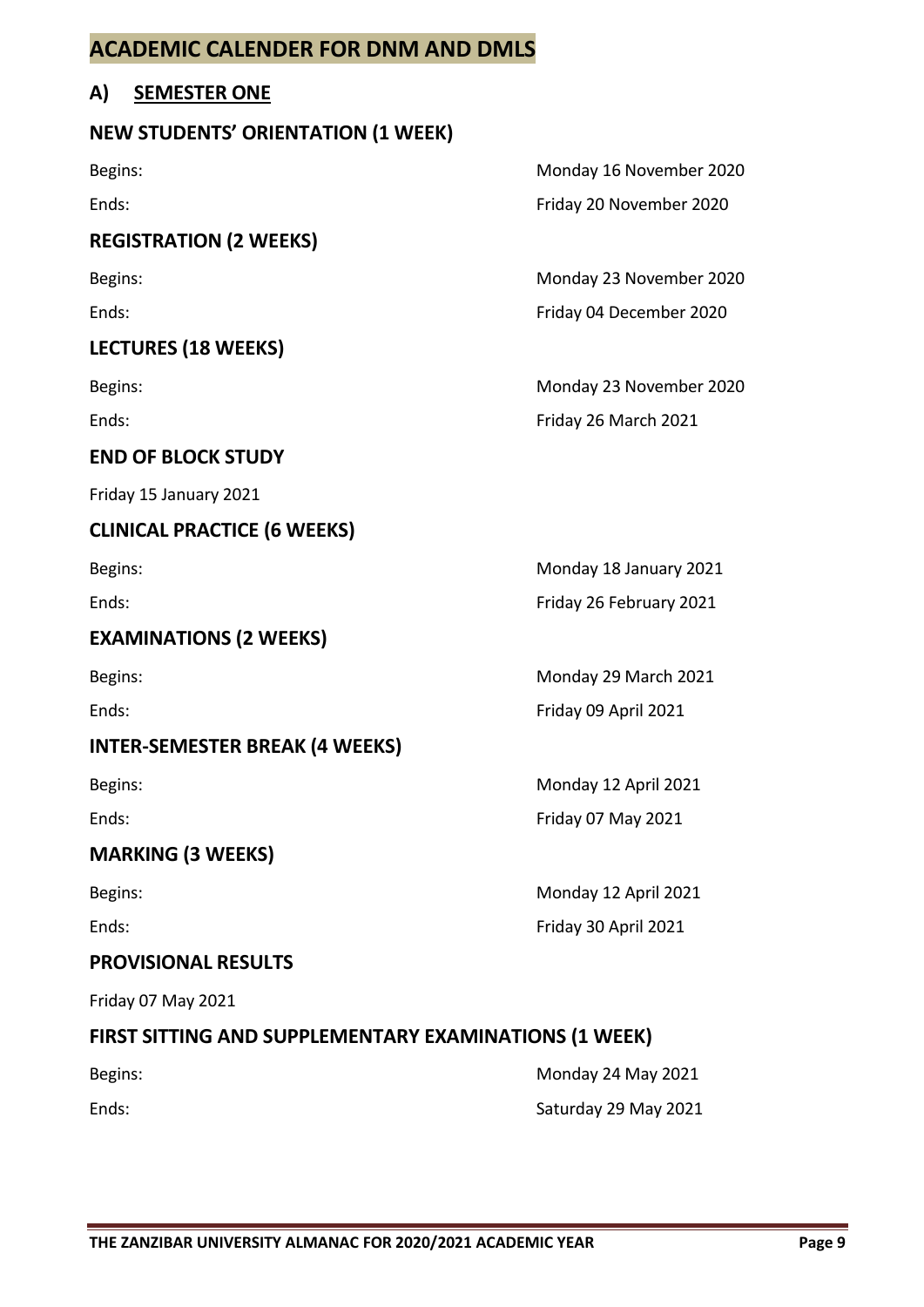# ACADEMIC CALENDER FOR DNM AND DMLS

## A) SEMESTER ONE

### NEW STUDENTS' ORIENTATION (1 WEEK)

Begins: Monday 16 November 2020

Ends: Friday 20 November 2020

### REGISTRATION (2 WEEKS)

Begins: Monday 23 November 2020

Ends: Friday 04 December 2020

### LECTURES (18 WEEKS)

Begins: Monday 23 November 2020

Ends: Friday 26 March 2021

### END OF BLOCK STUDY

Friday 15 January 2021

### CLINICAL PRACTICE (6 WEEKS)

Begins: Monday 18 January 2021

Ends: Friday 26 February 2021

### EXAMINATIONS (2 WEEKS)

Begins: Monday 29 March 2021

Ends: Friday 09 April 2021

### INTER-SEMESTER BREAK (4 WEEKS)

Begins: Monday 12 April 2021

Ends: Friday 07 May 2021

### MARKING (3 WEEKS)

Begins: Monday 12 April 2021

Ends: Friday 30 April 2021

### PROVISIONAL RESULTS

Friday 07 May 2021

### FIRST SITTING AND SUPPLEMENTARY EXAMINATIONS (1 WEEK)

Begins: Monday 24 May 2021

Ends: Saturday 29 May 2021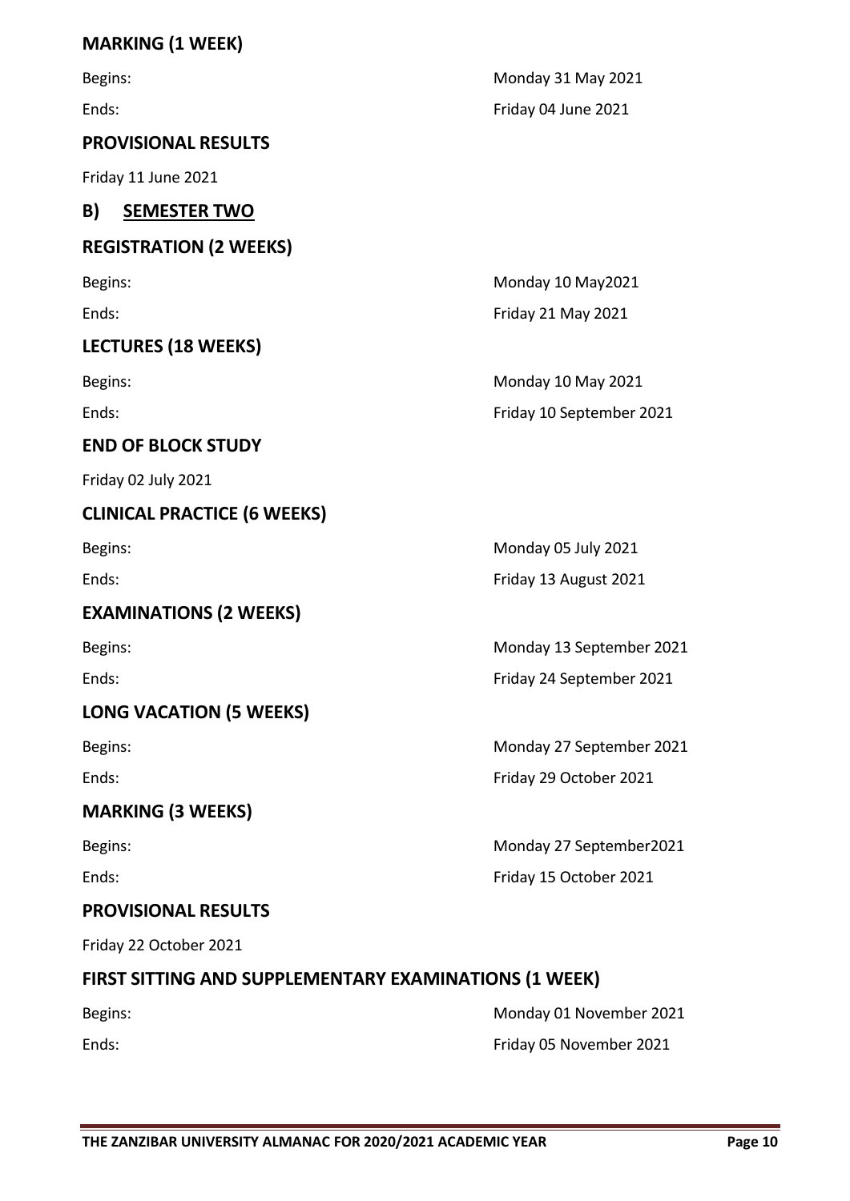### MARKING (1 WEEK)

Begins: Monday 31 May 2021

Ends: Friday 04 June 2021

### PROVISIONAL RESULTS

Friday 11 June 2021

## B) SEMESTER TWO

### REGISTRATION (2 WEEKS)

Begins: Monday 10 May2021

Ends: Friday 21 May 2021

### LECTURES (18 WEEKS)

Begins: Monday 10 May 2021

Ends: Friday 10 September 2021

### END OF BLOCK STUDY

Friday 02 July 2021

### CLINICAL PRACTICE (6 WEEKS)

Begins: Monday 05 July 2021

Ends: Friday 13 August 2021

### EXAMINATIONS (2 WEEKS)

Begins: Monday 13 September 2021

Ends: Friday 24 September 2021

### LONG VACATION (5 WEEKS)

Begins: Monday 27 September 2021

Ends: Friday 29 October 2021

### MARKING (3 WEEKS)

Begins: Monday 27 September2021

Ends: Friday 15 October 2021

### PROVISIONAL RESULTS

Friday 22 October 2021

### FIRST SITTING AND SUPPLEMENTARY EXAMINATIONS (1 WEEK)

Begins: Monday 01 November 2021

Ends: Friday 05 November 2021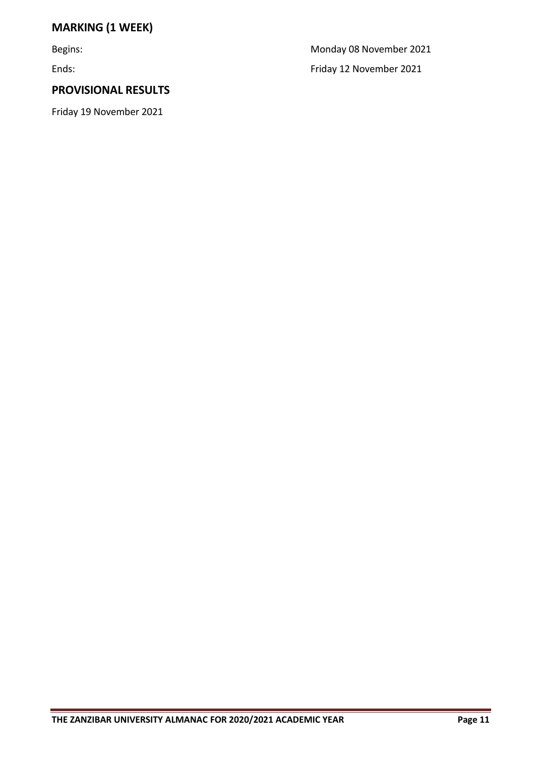## MARKING (1 WEEK)

| | |
|---|---|
| Begins: | Monday 08 November 2021 |
| Ends: | Friday 12 November 2021 |

## PROVISIONAL RESULTS

Friday 19 November 2021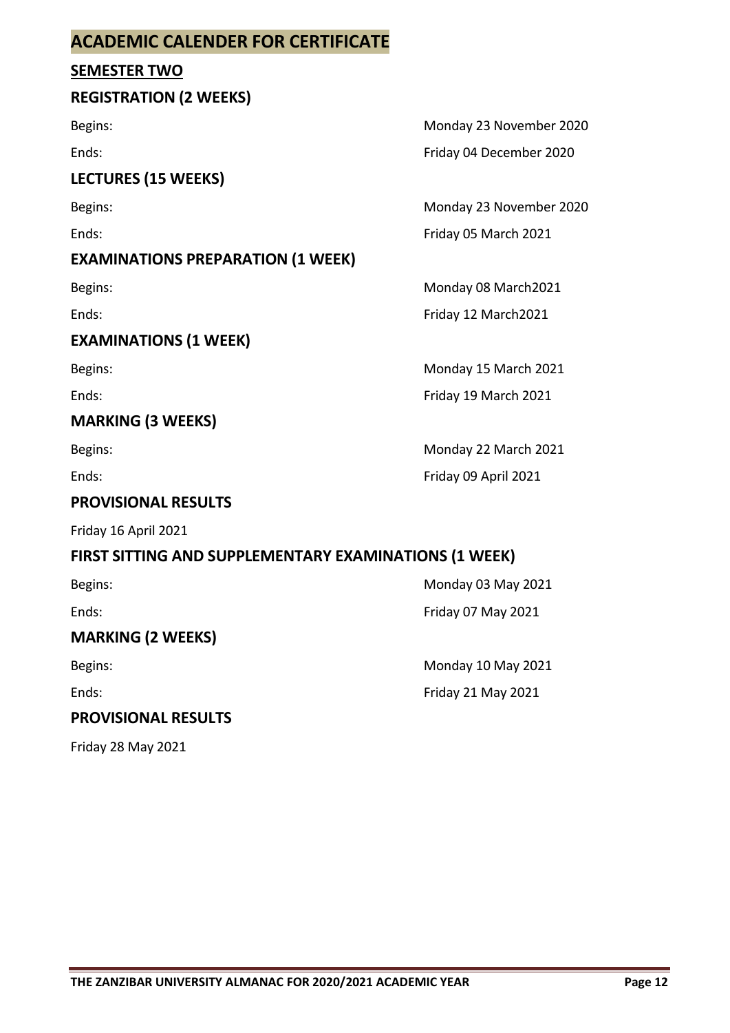# ACADEMIC CALENDER FOR CERTIFICATE

## SEMESTER TWO

### REGISTRATION (2 WEEKS)

Begins: Monday 23 November 2020

Ends: Friday 04 December 2020

### LECTURES (15 WEEKS)

Begins: Monday 23 November 2020

Ends: Friday 05 March 2021

### EXAMINATIONS PREPARATION (1 WEEK)

Begins: Monday 08 March2021

Ends: Friday 12 March2021

### EXAMINATIONS (1 WEEK)

Begins: Monday 15 March 2021

Ends: Friday 19 March 2021

### MARKING (3 WEEKS)

Begins: Monday 22 March 2021

Ends: Friday 09 April 2021

### PROVISIONAL RESULTS

Friday 16 April 2021

### FIRST SITTING AND SUPPLEMENTARY EXAMINATIONS (1 WEEK)

Begins: Monday 03 May 2021

Ends: Friday 07 May 2021

### MARKING (2 WEEKS)

Begins: Monday 10 May 2021

Ends: Friday 21 May 2021

### PROVISIONAL RESULTS

Friday 28 May 2021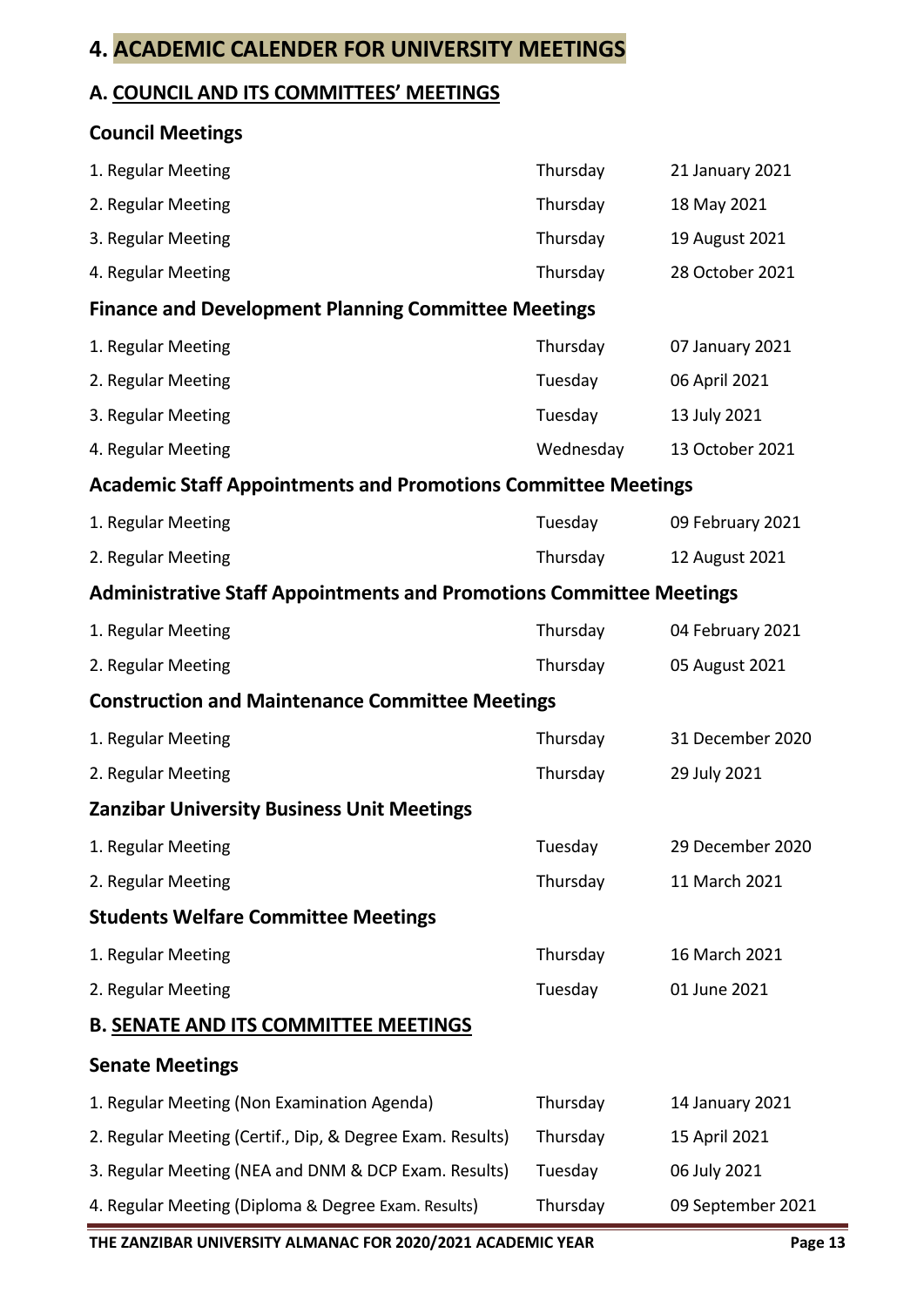# 4. ACADEMIC CALENDER FOR UNIVERSITY MEETINGS

## A. COUNCIL AND ITS COMMITTEES' MEETINGS

### Council Meetings

| | | |
|---|---|---|
| 1. Regular Meeting | Thursday | 21 January 2021 |
| 2. Regular Meeting | Thursday | 18 May 2021 |
| 3. Regular Meeting | Thursday | 19 August 2021 |
| 4. Regular Meeting | Thursday | 28 October 2021 |

### Finance and Development Planning Committee Meetings

| | | |
|---|---|---|
| 1. Regular Meeting | Thursday | 07 January 2021 |
| 2. Regular Meeting | Tuesday | 06 April 2021 |
| 3. Regular Meeting | Tuesday | 13 July 2021 |
| 4. Regular Meeting | Wednesday | 13 October 2021 |

### Academic Staff Appointments and Promotions Committee Meetings

| | | |
|---|---|---|
| 1. Regular Meeting | Tuesday | 09 February 2021 |
| 2. Regular Meeting | Thursday | 12 August 2021 |

### Administrative Staff Appointments and Promotions Committee Meetings

| | | |
|---|---|---|
| 1. Regular Meeting | Thursday | 04 February 2021 |
| 2. Regular Meeting | Thursday | 05 August 2021 |

### Construction and Maintenance Committee Meetings

| | | |
|---|---|---|
| 1. Regular Meeting | Thursday | 31 December 2020 |
| 2. Regular Meeting | Thursday | 29 July 2021 |

### Zanzibar University Business Unit Meetings

| | | |
|---|---|---|
| 1. Regular Meeting | Tuesday | 29 December 2020 |
| 2. Regular Meeting | Thursday | 11 March 2021 |

### Students Welfare Committee Meetings

| | | |
|---|---|---|
| 1. Regular Meeting | Thursday | 16 March 2021 |
| 2. Regular Meeting | Tuesday | 01 June 2021 |

## B. SENATE AND ITS COMMITTEE MEETINGS

### Senate Meetings

| | | |
|---|---|---|
| 1. Regular Meeting (Non Examination Agenda) | Thursday | 14 January 2021 |
| 2. Regular Meeting (Certif., Dip, & Degree Exam. Results) | Thursday | 15 April 2021 |
| 3. Regular Meeting (NEA and DNM & DCP Exam. Results) | Tuesday | 06 July 2021 |
| 4. Regular Meeting (Diploma & Degree Exam. Results) | Thursday | 09 September 2021 |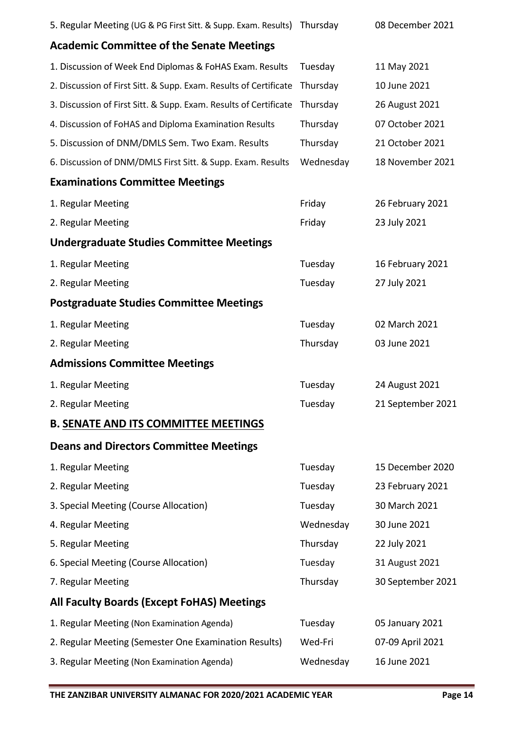| | | |
|---|---|---|
| 5. Regular Meeting (UG & PG First Sitt. & Supp. Exam. Results) | Thursday | 08 December 2021 |

### Academic Committee of the Senate Meetings

| | | |
|---|---|---|
| 1. Discussion of Week End Diplomas & FoHAS Exam. Results | Tuesday | 11 May 2021 |
| 2. Discussion of First Sitt. & Supp. Exam. Results of Certificate | Thursday | 10 June 2021 |
| 3. Discussion of First Sitt. & Supp. Exam. Results of Certificate | Thursday | 26 August 2021 |
| 4. Discussion of FoHAS and Diploma Examination Results | Thursday | 07 October 2021 |
| 5. Discussion of DNM/DMLS Sem. Two Exam. Results | Thursday | 21 October 2021 |
| 6. Discussion of DNM/DMLS First Sitt. & Supp. Exam. Results | Wednesday | 18 November 2021 |

### Examinations Committee Meetings

| | | |
|---|---|---|
| 1. Regular Meeting | Friday | 26 February 2021 |
| 2. Regular Meeting | Friday | 23 July 2021 |

### Undergraduate Studies Committee Meetings

| | | |
|---|---|---|
| 1. Regular Meeting | Tuesday | 16 February 2021 |
| 2. Regular Meeting | Tuesday | 27 July 2021 |

### Postgraduate Studies Committee Meetings

| | | |
|---|---|---|
| 1. Regular Meeting | Tuesday | 02 March 2021 |
| 2. Regular Meeting | Thursday | 03 June 2021 |

### Admissions Committee Meetings

| | | |
|---|---|---|
| 1. Regular Meeting | Tuesday | 24 August 2021 |
| 2. Regular Meeting | Tuesday | 21 September 2021 |

## B. SENATE AND ITS COMMITTEE MEETINGS

### Deans and Directors Committee Meetings

| | | |
|---|---|---|
| 1. Regular Meeting | Tuesday | 15 December 2020 |
| 2. Regular Meeting | Tuesday | 23 February 2021 |
| 3. Special Meeting (Course Allocation) | Tuesday | 30 March 2021 |
| 4. Regular Meeting | Wednesday | 30 June 2021 |
| 5. Regular Meeting | Thursday | 22 July 2021 |
| 6. Special Meeting (Course Allocation) | Tuesday | 31 August 2021 |
| 7. Regular Meeting | Thursday | 30 September 2021 |

### All Faculty Boards (Except FoHAS) Meetings

| | | |
|---|---|---|
| 1. Regular Meeting (Non Examination Agenda) | Tuesday | 05 January 2021 |
| 2. Regular Meeting (Semester One Examination Results) | Wed-Fri | 07-09 April 2021 |
| 3. Regular Meeting (Non Examination Agenda) | Wednesday | 16 June 2021 |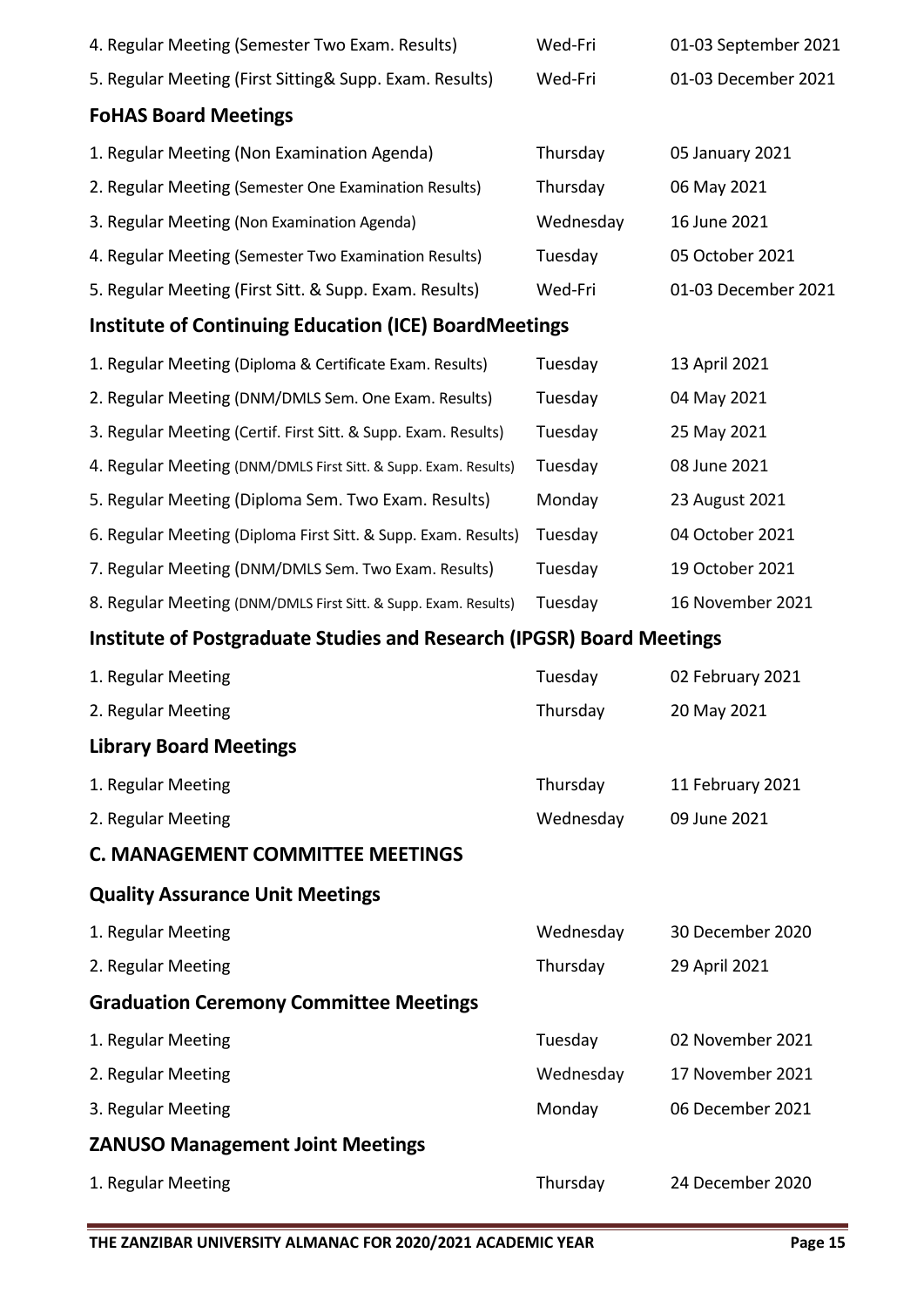| | | |
|---|---|---|
| 4. Regular Meeting (Semester Two Exam. Results) | Wed-Fri | 01-03 September 2021 |
| 5. Regular Meeting (First Sitting& Supp. Exam. Results) | Wed-Fri | 01-03 December 2021 |

### FoHAS Board Meetings

| | | |
|---|---|---|
| 1. Regular Meeting (Non Examination Agenda) | Thursday | 05 January 2021 |
| 2. Regular Meeting (Semester One Examination Results) | Thursday | 06 May 2021 |
| 3. Regular Meeting (Non Examination Agenda) | Wednesday | 16 June 2021 |
| 4. Regular Meeting (Semester Two Examination Results) | Tuesday | 05 October 2021 |
| 5. Regular Meeting (First Sitt. & Supp. Exam. Results) | Wed-Fri | 01-03 December 2021 |

### Institute of Continuing Education (ICE) BoardMeetings

| | | |
|---|---|---|
| 1. Regular Meeting (Diploma & Certificate Exam. Results) | Tuesday | 13 April 2021 |
| 2. Regular Meeting (DNM/DMLS Sem. One Exam. Results) | Tuesday | 04 May 2021 |
| 3. Regular Meeting (Certif. First Sitt. & Supp. Exam. Results) | Tuesday | 25 May 2021 |
| 4. Regular Meeting (DNM/DMLS First Sitt. & Supp. Exam. Results) | Tuesday | 08 June 2021 |
| 5. Regular Meeting (Diploma Sem. Two Exam. Results) | Monday | 23 August 2021 |
| 6. Regular Meeting (Diploma First Sitt. & Supp. Exam. Results) | Tuesday | 04 October 2021 |
| 7. Regular Meeting (DNM/DMLS Sem. Two Exam. Results) | Tuesday | 19 October 2021 |
| 8. Regular Meeting (DNM/DMLS First Sitt. & Supp. Exam. Results) | Tuesday | 16 November 2021 |

### Institute of Postgraduate Studies and Research (IPGSR) Board Meetings

| | | |
|---|---|---|
| 1. Regular Meeting | Tuesday | 02 February 2021 |
| 2. Regular Meeting | Thursday | 20 May 2021 |

### Library Board Meetings

| | | |
|---|---|---|
| 1. Regular Meeting | Thursday | 11 February 2021 |
| 2. Regular Meeting | Wednesday | 09 June 2021 |

## C. MANAGEMENT COMMITTEE MEETINGS

### Quality Assurance Unit Meetings

| | | |
|---|---|---|
| 1. Regular Meeting | Wednesday | 30 December 2020 |
| 2. Regular Meeting | Thursday | 29 April 2021 |

### Graduation Ceremony Committee Meetings

| | | |
|---|---|---|
| 1. Regular Meeting | Tuesday | 02 November 2021 |
| 2. Regular Meeting | Wednesday | 17 November 2021 |
| 3. Regular Meeting | Monday | 06 December 2021 |

### ZANUSO Management Joint Meetings

| | | |
|---|---|---|
| 1. Regular Meeting | Thursday | 24 December 2020 |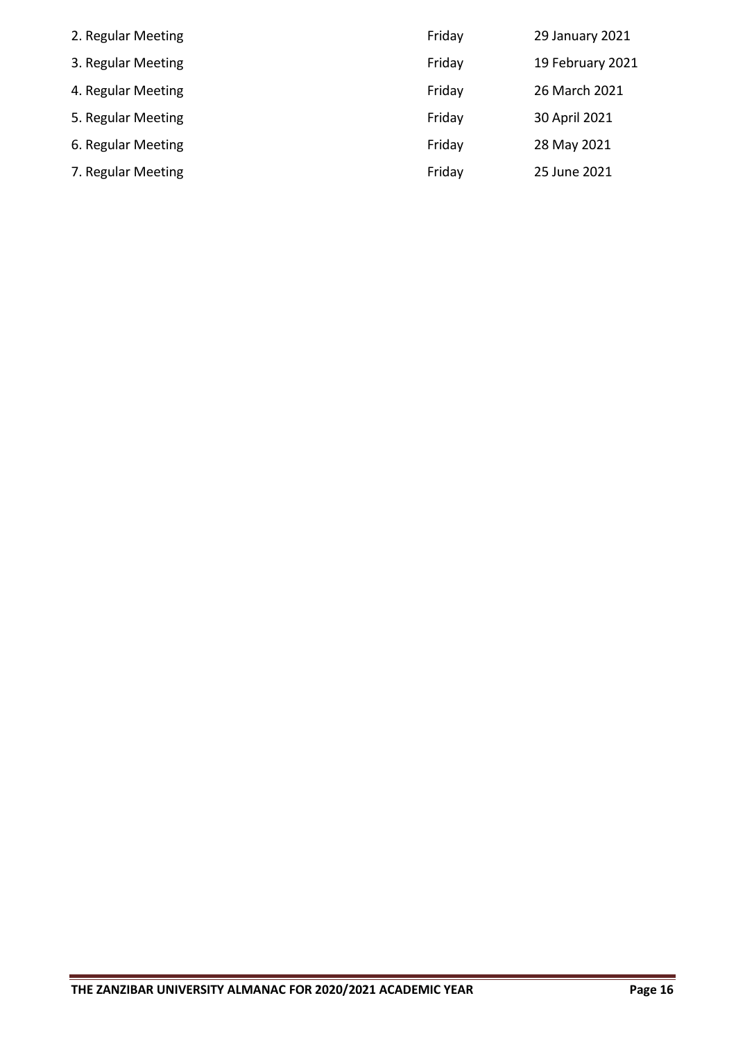| | | |
|---|---|---|
| 2. Regular Meeting | Friday | 29 January 2021 |
| 3. Regular Meeting | Friday | 19 February 2021 |
| 4. Regular Meeting | Friday | 26 March 2021 |
| 5. Regular Meeting | Friday | 30 April 2021 |
| 6. Regular Meeting | Friday | 28 May 2021 |
| 7. Regular Meeting | Friday | 25 June 2021 |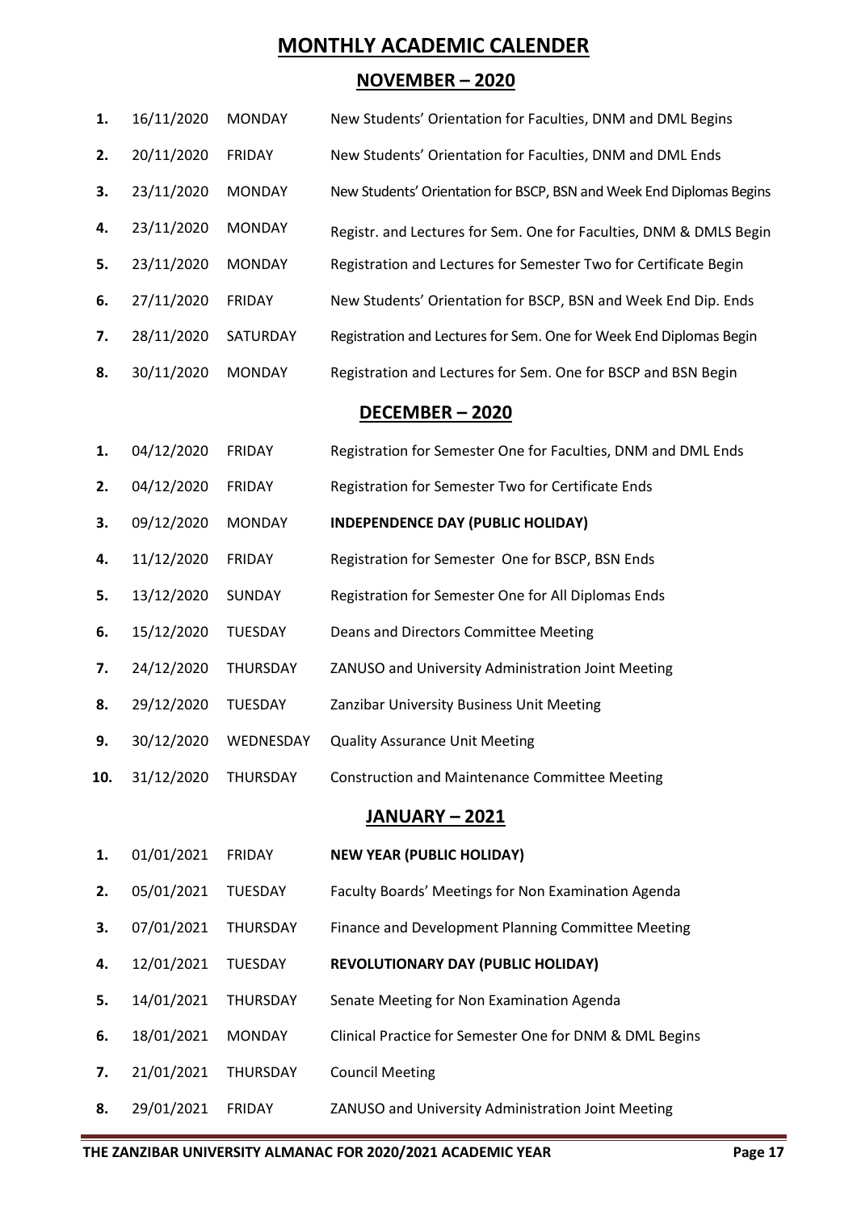# MONTHLY ACADEMIC CALENDER

## NOVEMBER – 2020

| | | | |
|---|---|---|---|
| 1. | 16/11/2020 | MONDAY | New Students' Orientation for Faculties, DNM and DML Begins |
| 2. | 20/11/2020 | FRIDAY | New Students' Orientation for Faculties, DNM and DML Ends |
| 3. | 23/11/2020 | MONDAY | New Students' Orientation for BSCP, BSN and Week End Diplomas Begins |
| 4. | 23/11/2020 | MONDAY | Registr. and Lectures for Sem. One for Faculties, DNM & DMLS Begin |
| 5. | 23/11/2020 | MONDAY | Registration and Lectures for Semester Two for Certificate Begin |
| 6. | 27/11/2020 | FRIDAY | New Students' Orientation for BSCP, BSN and Week End Dip. Ends |
| 7. | 28/11/2020 | SATURDAY | Registration and Lectures for Sem. One for Week End Diplomas Begin |
| 8. | 30/11/2020 | MONDAY | Registration and Lectures for Sem. One for BSCP and BSN Begin |

## DECEMBER – 2020

| | | | |
|---|---|---|---|
| 1. | 04/12/2020 | FRIDAY | Registration for Semester One for Faculties, DNM and DML Ends |
| 2. | 04/12/2020 | FRIDAY | Registration for Semester Two for Certificate Ends |
| 3. | 09/12/2020 | MONDAY | **INDEPENDENCE DAY (PUBLIC HOLIDAY)** |
| 4. | 11/12/2020 | FRIDAY | Registration for Semester One for BSCP, BSN Ends |
| 5. | 13/12/2020 | SUNDAY | Registration for Semester One for All Diplomas Ends |
| 6. | 15/12/2020 | TUESDAY | Deans and Directors Committee Meeting |
| 7. | 24/12/2020 | THURSDAY | ZANUSO and University Administration Joint Meeting |
| 8. | 29/12/2020 | TUESDAY | Zanzibar University Business Unit Meeting |
| 9. | 30/12/2020 | WEDNESDAY | Quality Assurance Unit Meeting |
| 10. | 31/12/2020 | THURSDAY | Construction and Maintenance Committee Meeting |

## JANUARY – 2021

| | | | |
|---|---|---|---|
| 1. | 01/01/2021 | FRIDAY | **NEW YEAR (PUBLIC HOLIDAY)** |
| 2. | 05/01/2021 | TUESDAY | Faculty Boards' Meetings for Non Examination Agenda |
| 3. | 07/01/2021 | THURSDAY | Finance and Development Planning Committee Meeting |
| 4. | 12/01/2021 | TUESDAY | **REVOLUTIONARY DAY (PUBLIC HOLIDAY)** |
| 5. | 14/01/2021 | THURSDAY | Senate Meeting for Non Examination Agenda |
| 6. | 18/01/2021 | MONDAY | Clinical Practice for Semester One for DNM & DML Begins |
| 7. | 21/01/2021 | THURSDAY | Council Meeting |
| 8. | 29/01/2021 | FRIDAY | ZANUSO and University Administration Joint Meeting |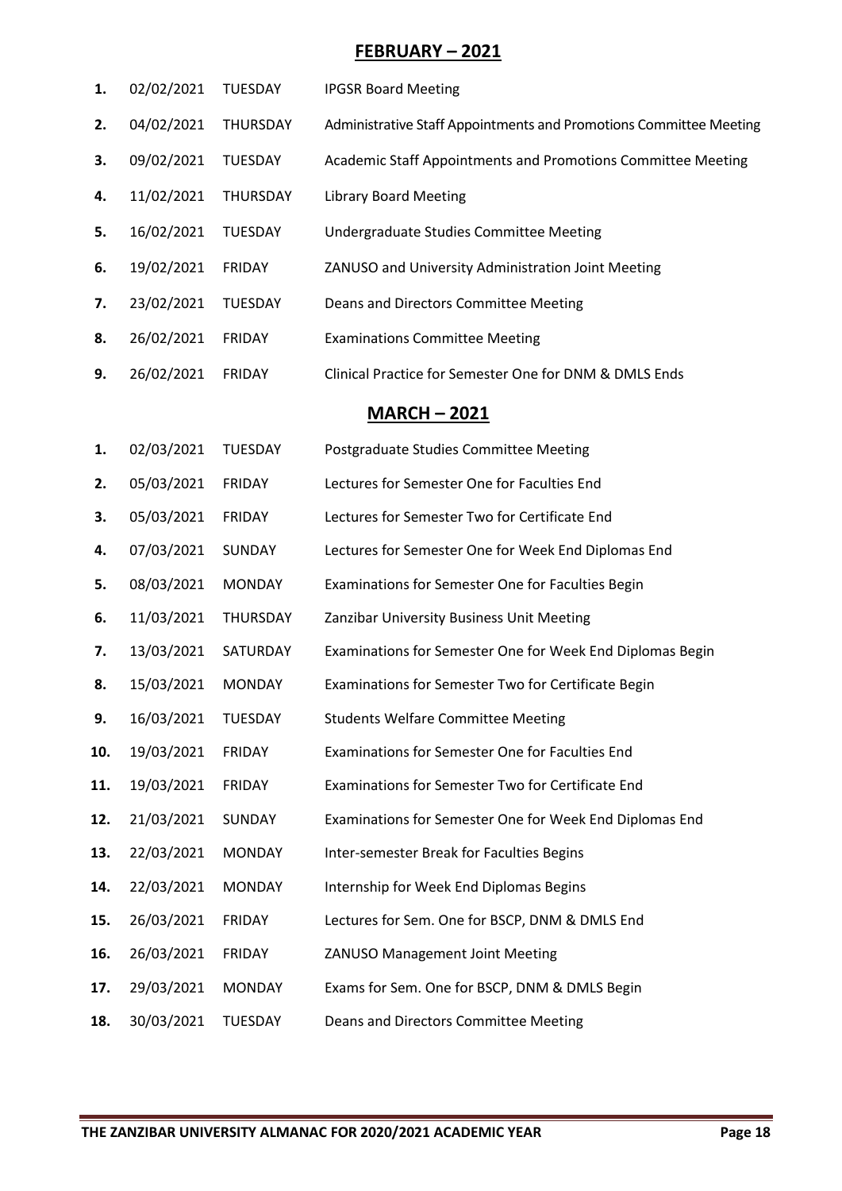## FEBRUARY – 2021

| | | | |
|---|---|---|---|
| **1.** | 02/02/2021 | TUESDAY | IPGSR Board Meeting |
| **2.** | 04/02/2021 | THURSDAY | Administrative Staff Appointments and Promotions Committee Meeting |
| **3.** | 09/02/2021 | TUESDAY | Academic Staff Appointments and Promotions Committee Meeting |
| **4.** | 11/02/2021 | THURSDAY | Library Board Meeting |
| **5.** | 16/02/2021 | TUESDAY | Undergraduate Studies Committee Meeting |
| **6.** | 19/02/2021 | FRIDAY | ZANUSO and University Administration Joint Meeting |
| **7.** | 23/02/2021 | TUESDAY | Deans and Directors Committee Meeting |
| **8.** | 26/02/2021 | FRIDAY | Examinations Committee Meeting |
| **9.** | 26/02/2021 | FRIDAY | Clinical Practice for Semester One for DNM & DMLS Ends |

## MARCH – 2021

| | | | |
|---|---|---|---|
| **1.** | 02/03/2021 | TUESDAY | Postgraduate Studies Committee Meeting |
| **2.** | 05/03/2021 | FRIDAY | Lectures for Semester One for Faculties End |
| **3.** | 05/03/2021 | FRIDAY | Lectures for Semester Two for Certificate End |
| **4.** | 07/03/2021 | SUNDAY | Lectures for Semester One for Week End Diplomas End |
| **5.** | 08/03/2021 | MONDAY | Examinations for Semester One for Faculties Begin |
| **6.** | 11/03/2021 | THURSDAY | Zanzibar University Business Unit Meeting |
| **7.** | 13/03/2021 | SATURDAY | Examinations for Semester One for Week End Diplomas Begin |
| **8.** | 15/03/2021 | MONDAY | Examinations for Semester Two for Certificate Begin |
| **9.** | 16/03/2021 | TUESDAY | Students Welfare Committee Meeting |
| **10.** | 19/03/2021 | FRIDAY | Examinations for Semester One for Faculties End |
| **11.** | 19/03/2021 | FRIDAY | Examinations for Semester Two for Certificate End |
| **12.** | 21/03/2021 | SUNDAY | Examinations for Semester One for Week End Diplomas End |
| **13.** | 22/03/2021 | MONDAY | Inter-semester Break for Faculties Begins |
| **14.** | 22/03/2021 | MONDAY | Internship for Week End Diplomas Begins |
| **15.** | 26/03/2021 | FRIDAY | Lectures for Sem. One for BSCP, DNM & DMLS End |
| **16.** | 26/03/2021 | FRIDAY | ZANUSO Management Joint Meeting |
| **17.** | 29/03/2021 | MONDAY | Exams for Sem. One for BSCP, DNM & DMLS Begin |
| **18.** | 30/03/2021 | TUESDAY | Deans and Directors Committee Meeting |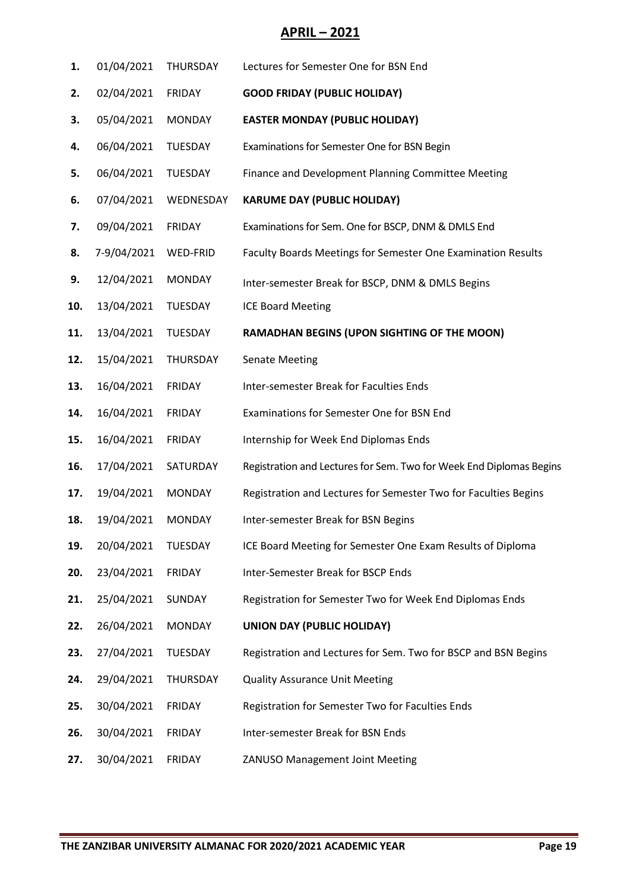## APRIL – 2021

| No. | Date | Day | Event |
|---|---|---|---|
| 1. | 01/04/2021 | THURSDAY | Lectures for Semester One for BSN End |
| 2. | 02/04/2021 | FRIDAY | **GOOD FRIDAY (PUBLIC HOLIDAY)** |
| 3. | 05/04/2021 | MONDAY | **EASTER MONDAY (PUBLIC HOLIDAY)** |
| 4. | 06/04/2021 | TUESDAY | Examinations for Semester One for BSN Begin |
| 5. | 06/04/2021 | TUESDAY | Finance and Development Planning Committee Meeting |
| 6. | 07/04/2021 | WEDNESDAY | **KARUME DAY (PUBLIC HOLIDAY)** |
| 7. | 09/04/2021 | FRIDAY | Examinations for Sem. One for BSCP, DNM & DMLS End |
| 8. | 7-9/04/2021 | WED-FRID | Faculty Boards Meetings for Semester One Examination Results |
| 9. | 12/04/2021 | MONDAY | Inter-semester Break for BSCP, DNM & DMLS Begins |
| 10. | 13/04/2021 | TUESDAY | ICE Board Meeting |
| 11. | 13/04/2021 | TUESDAY | **RAMADHAN BEGINS (UPON SIGHTING OF THE MOON)** |
| 12. | 15/04/2021 | THURSDAY | Senate Meeting |
| 13. | 16/04/2021 | FRIDAY | Inter-semester Break for Faculties Ends |
| 14. | 16/04/2021 | FRIDAY | Examinations for Semester One for BSN End |
| 15. | 16/04/2021 | FRIDAY | Internship for Week End Diplomas Ends |
| 16. | 17/04/2021 | SATURDAY | Registration and Lectures for Sem. Two for Week End Diplomas Begins |
| 17. | 19/04/2021 | MONDAY | Registration and Lectures for Semester Two for Faculties Begins |
| 18. | 19/04/2021 | MONDAY | Inter-semester Break for BSN Begins |
| 19. | 20/04/2021 | TUESDAY | ICE Board Meeting for Semester One Exam Results of Diploma |
| 20. | 23/04/2021 | FRIDAY | Inter-Semester Break for BSCP Ends |
| 21. | 25/04/2021 | SUNDAY | Registration for Semester Two for Week End Diplomas Ends |
| 22. | 26/04/2021 | MONDAY | **UNION DAY (PUBLIC HOLIDAY)** |
| 23. | 27/04/2021 | TUESDAY | Registration and Lectures for Sem. Two for BSCP and BSN Begins |
| 24. | 29/04/2021 | THURSDAY | Quality Assurance Unit Meeting |
| 25. | 30/04/2021 | FRIDAY | Registration for Semester Two for Faculties Ends |
| 26. | 30/04/2021 | FRIDAY | Inter-semester Break for BSN Ends |
| 27. | 30/04/2021 | FRIDAY | ZANUSO Management Joint Meeting |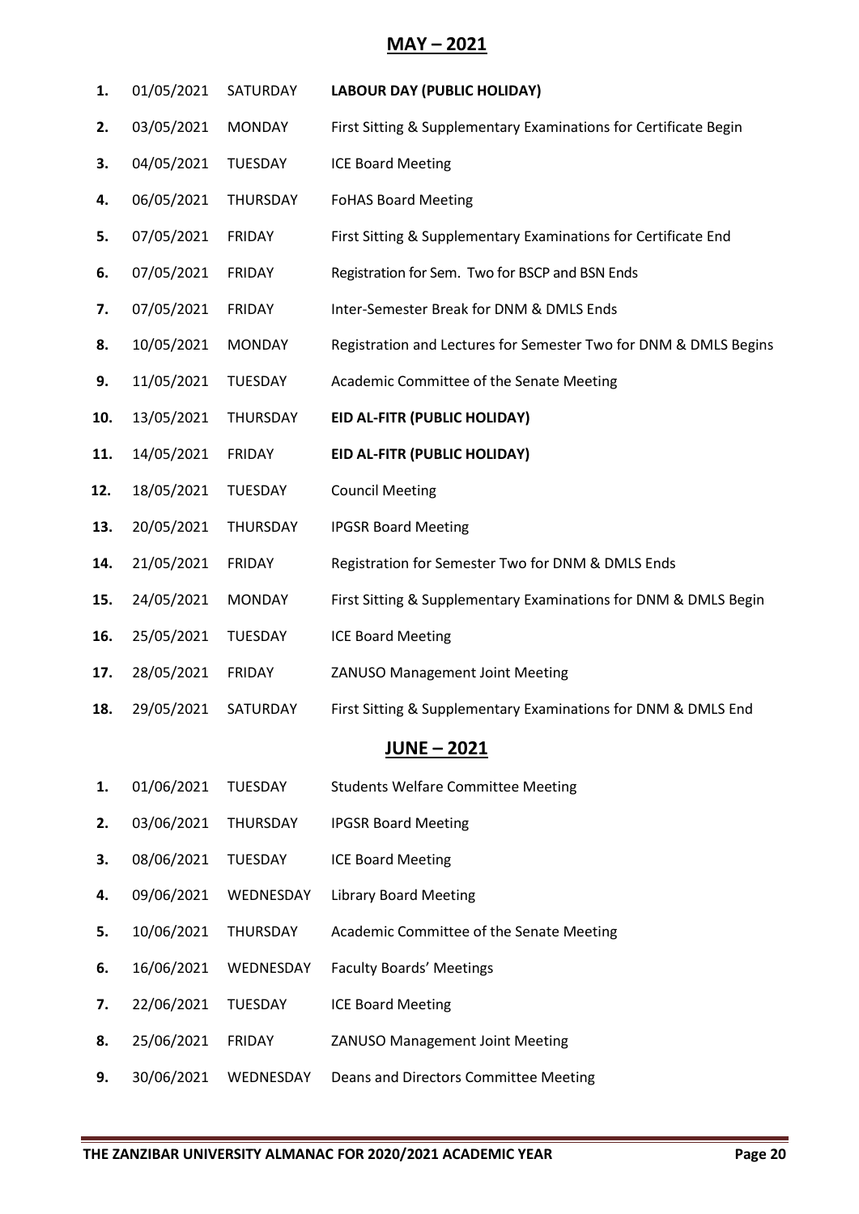## MAY – 2021

| | | | |
|---|---|---|---|
| **1.** | 01/05/2021 | SATURDAY | **LABOUR DAY (PUBLIC HOLIDAY)** |
| **2.** | 03/05/2021 | MONDAY | First Sitting & Supplementary Examinations for Certificate Begin |
| **3.** | 04/05/2021 | TUESDAY | ICE Board Meeting |
| **4.** | 06/05/2021 | THURSDAY | FoHAS Board Meeting |
| **5.** | 07/05/2021 | FRIDAY | First Sitting & Supplementary Examinations for Certificate End |
| **6.** | 07/05/2021 | FRIDAY | Registration for Sem. Two for BSCP and BSN Ends |
| **7.** | 07/05/2021 | FRIDAY | Inter-Semester Break for DNM & DMLS Ends |
| **8.** | 10/05/2021 | MONDAY | Registration and Lectures for Semester Two for DNM & DMLS Begins |
| **9.** | 11/05/2021 | TUESDAY | Academic Committee of the Senate Meeting |
| **10.** | 13/05/2021 | THURSDAY | **EID AL-FITR (PUBLIC HOLIDAY)** |
| **11.** | 14/05/2021 | FRIDAY | **EID AL-FITR (PUBLIC HOLIDAY)** |
| **12.** | 18/05/2021 | TUESDAY | Council Meeting |
| **13.** | 20/05/2021 | THURSDAY | IPGSR Board Meeting |
| **14.** | 21/05/2021 | FRIDAY | Registration for Semester Two for DNM & DMLS Ends |
| **15.** | 24/05/2021 | MONDAY | First Sitting & Supplementary Examinations for DNM & DMLS Begin |
| **16.** | 25/05/2021 | TUESDAY | ICE Board Meeting |
| **17.** | 28/05/2021 | FRIDAY | ZANUSO Management Joint Meeting |
| **18.** | 29/05/2021 | SATURDAY | First Sitting & Supplementary Examinations for DNM & DMLS End |

## JUNE – 2021

| | | | |
|---|---|---|---|
| **1.** | 01/06/2021 | TUESDAY | Students Welfare Committee Meeting |
| **2.** | 03/06/2021 | THURSDAY | IPGSR Board Meeting |
| **3.** | 08/06/2021 | TUESDAY | ICE Board Meeting |
| **4.** | 09/06/2021 | WEDNESDAY | Library Board Meeting |
| **5.** | 10/06/2021 | THURSDAY | Academic Committee of the Senate Meeting |
| **6.** | 16/06/2021 | WEDNESDAY | Faculty Boards' Meetings |
| **7.** | 22/06/2021 | TUESDAY | ICE Board Meeting |
| **8.** | 25/06/2021 | FRIDAY | ZANUSO Management Joint Meeting |
| **9.** | 30/06/2021 | WEDNESDAY | Deans and Directors Committee Meeting |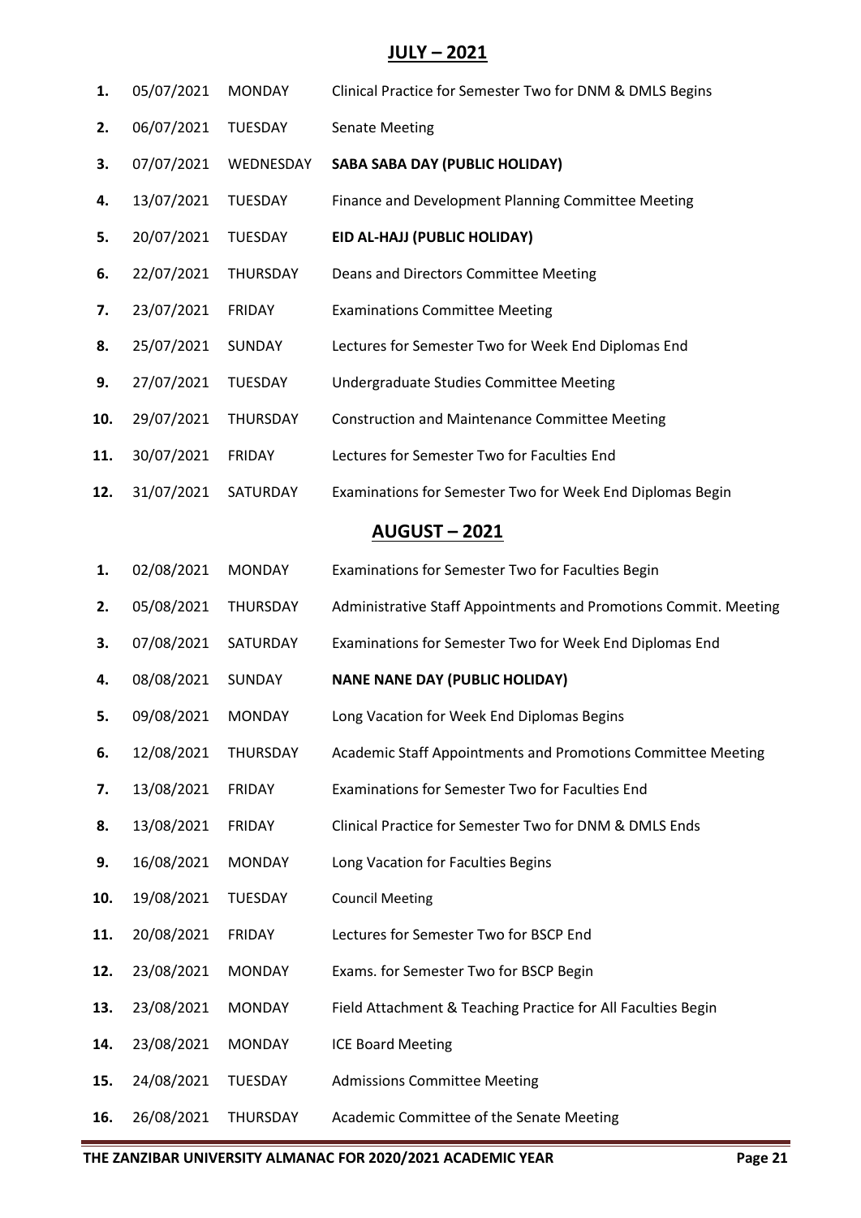## JULY – 2021

| | | | |
|---|---|---|---|
| 1. | 05/07/2021 | MONDAY | Clinical Practice for Semester Two for DNM & DMLS Begins |
| 2. | 06/07/2021 | TUESDAY | Senate Meeting |
| 3. | 07/07/2021 | WEDNESDAY | **SABA SABA DAY (PUBLIC HOLIDAY)** |
| 4. | 13/07/2021 | TUESDAY | Finance and Development Planning Committee Meeting |
| 5. | 20/07/2021 | TUESDAY | **EID AL-HAJJ (PUBLIC HOLIDAY)** |
| 6. | 22/07/2021 | THURSDAY | Deans and Directors Committee Meeting |
| 7. | 23/07/2021 | FRIDAY | Examinations Committee Meeting |
| 8. | 25/07/2021 | SUNDAY | Lectures for Semester Two for Week End Diplomas End |
| 9. | 27/07/2021 | TUESDAY | Undergraduate Studies Committee Meeting |
| 10. | 29/07/2021 | THURSDAY | Construction and Maintenance Committee Meeting |
| 11. | 30/07/2021 | FRIDAY | Lectures for Semester Two for Faculties End |
| 12. | 31/07/2021 | SATURDAY | Examinations for Semester Two for Week End Diplomas Begin |

## AUGUST – 2021

| | | | |
|---|---|---|---|
| 1. | 02/08/2021 | MONDAY | Examinations for Semester Two for Faculties Begin |
| 2. | 05/08/2021 | THURSDAY | Administrative Staff Appointments and Promotions Commit. Meeting |
| 3. | 07/08/2021 | SATURDAY | Examinations for Semester Two for Week End Diplomas End |
| 4. | 08/08/2021 | SUNDAY | **NANE NANE DAY (PUBLIC HOLIDAY)** |
| 5. | 09/08/2021 | MONDAY | Long Vacation for Week End Diplomas Begins |
| 6. | 12/08/2021 | THURSDAY | Academic Staff Appointments and Promotions Committee Meeting |
| 7. | 13/08/2021 | FRIDAY | Examinations for Semester Two for Faculties End |
| 8. | 13/08/2021 | FRIDAY | Clinical Practice for Semester Two for DNM & DMLS Ends |
| 9. | 16/08/2021 | MONDAY | Long Vacation for Faculties Begins |
| 10. | 19/08/2021 | TUESDAY | Council Meeting |
| 11. | 20/08/2021 | FRIDAY | Lectures for Semester Two for BSCP End |
| 12. | 23/08/2021 | MONDAY | Exams. for Semester Two for BSCP Begin |
| 13. | 23/08/2021 | MONDAY | Field Attachment & Teaching Practice for All Faculties Begin |
| 14. | 23/08/2021 | MONDAY | ICE Board Meeting |
| 15. | 24/08/2021 | TUESDAY | Admissions Committee Meeting |
| 16. | 26/08/2021 | THURSDAY | Academic Committee of the Senate Meeting |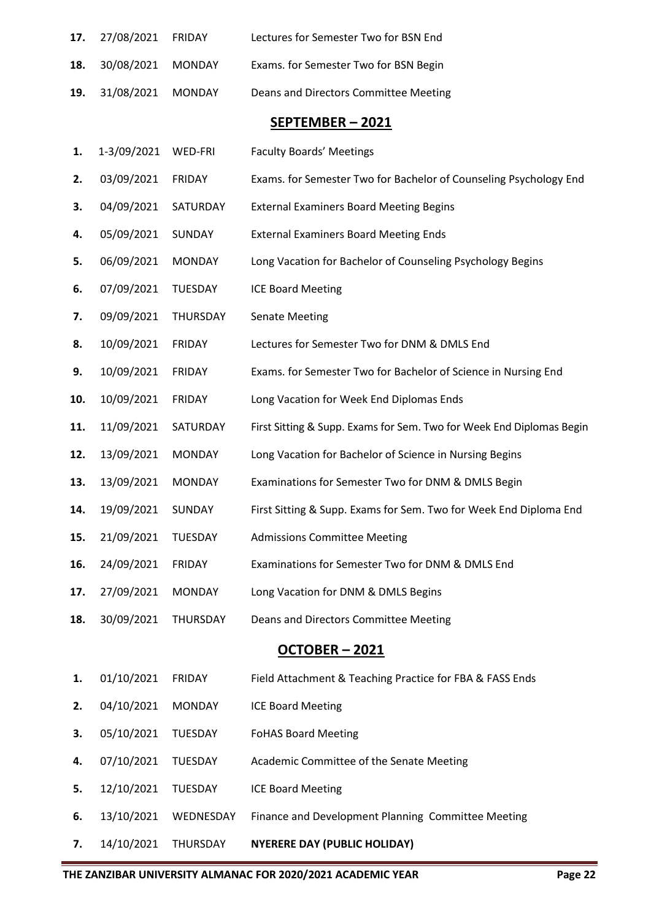| | | | |
|---|---|---|---|
| **17.** | 27/08/2021 | FRIDAY | Lectures for Semester Two for BSN End |
| **18.** | 30/08/2021 | MONDAY | Exams. for Semester Two for BSN Begin |
| **19.** | 31/08/2021 | MONDAY | Deans and Directors Committee Meeting |

## SEPTEMBER – 2021

| | | | |
|---|---|---|---|
| **1.** | 1-3/09/2021 | WED-FRI | Faculty Boards' Meetings |
| **2.** | 03/09/2021 | FRIDAY | Exams. for Semester Two for Bachelor of Counseling Psychology End |
| **3.** | 04/09/2021 | SATURDAY | External Examiners Board Meeting Begins |
| **4.** | 05/09/2021 | SUNDAY | External Examiners Board Meeting Ends |
| **5.** | 06/09/2021 | MONDAY | Long Vacation for Bachelor of Counseling Psychology Begins |
| **6.** | 07/09/2021 | TUESDAY | ICE Board Meeting |
| **7.** | 09/09/2021 | THURSDAY | Senate Meeting |
| **8.** | 10/09/2021 | FRIDAY | Lectures for Semester Two for DNM & DMLS End |
| **9.** | 10/09/2021 | FRIDAY | Exams. for Semester Two for Bachelor of Science in Nursing End |
| **10.** | 10/09/2021 | FRIDAY | Long Vacation for Week End Diplomas Ends |
| **11.** | 11/09/2021 | SATURDAY | First Sitting & Supp. Exams for Sem. Two for Week End Diplomas Begin |
| **12.** | 13/09/2021 | MONDAY | Long Vacation for Bachelor of Science in Nursing Begins |
| **13.** | 13/09/2021 | MONDAY | Examinations for Semester Two for DNM & DMLS Begin |
| **14.** | 19/09/2021 | SUNDAY | First Sitting & Supp. Exams for Sem. Two for Week End Diploma End |
| **15.** | 21/09/2021 | TUESDAY | Admissions Committee Meeting |
| **16.** | 24/09/2021 | FRIDAY | Examinations for Semester Two for DNM & DMLS End |
| **17.** | 27/09/2021 | MONDAY | Long Vacation for DNM & DMLS Begins |
| **18.** | 30/09/2021 | THURSDAY | Deans and Directors Committee Meeting |

## OCTOBER – 2021

| | | | |
|---|---|---|---|
| **1.** | 01/10/2021 | FRIDAY | Field Attachment & Teaching Practice for FBA & FASS Ends |
| **2.** | 04/10/2021 | MONDAY | ICE Board Meeting |
| **3.** | 05/10/2021 | TUESDAY | FoHAS Board Meeting |
| **4.** | 07/10/2021 | TUESDAY | Academic Committee of the Senate Meeting |
| **5.** | 12/10/2021 | TUESDAY | ICE Board Meeting |
| **6.** | 13/10/2021 | WEDNESDAY | Finance and Development Planning Committee Meeting |
| **7.** | 14/10/2021 | THURSDAY | **NYERERE DAY (PUBLIC HOLIDAY)** |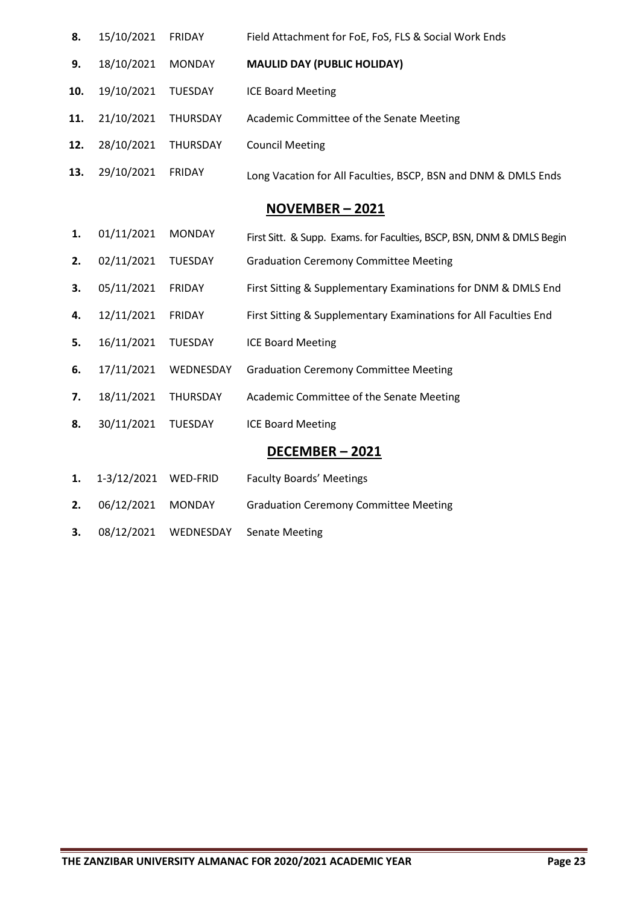| | | | |
|---|---|---|---|
| **8.** | 15/10/2021 | FRIDAY | Field Attachment for FoE, FoS, FLS & Social Work Ends |
| **9.** | 18/10/2021 | MONDAY | **MAULID DAY (PUBLIC HOLIDAY)** |
| **10.** | 19/10/2021 | TUESDAY | ICE Board Meeting |
| **11.** | 21/10/2021 | THURSDAY | Academic Committee of the Senate Meeting |
| **12.** | 28/10/2021 | THURSDAY | Council Meeting |
| **13.** | 29/10/2021 | FRIDAY | Long Vacation for All Faculties, BSCP, BSN and DNM & DMLS Ends |

## NOVEMBER – 2021

| | | | |
|---|---|---|---|
| **1.** | 01/11/2021 | MONDAY | First Sitt. & Supp. Exams. for Faculties, BSCP, BSN, DNM & DMLS Begin |
| **2.** | 02/11/2021 | TUESDAY | Graduation Ceremony Committee Meeting |
| **3.** | 05/11/2021 | FRIDAY | First Sitting & Supplementary Examinations for DNM & DMLS End |
| **4.** | 12/11/2021 | FRIDAY | First Sitting & Supplementary Examinations for All Faculties End |
| **5.** | 16/11/2021 | TUESDAY | ICE Board Meeting |
| **6.** | 17/11/2021 | WEDNESDAY | Graduation Ceremony Committee Meeting |
| **7.** | 18/11/2021 | THURSDAY | Academic Committee of the Senate Meeting |
| **8.** | 30/11/2021 | TUESDAY | ICE Board Meeting |

## DECEMBER – 2021

| | | | |
|---|---|---|---|
| **1.** | 1-3/12/2021 | WED-FRID | Faculty Boards' Meetings |
| **2.** | 06/12/2021 | MONDAY | Graduation Ceremony Committee Meeting |
| **3.** | 08/12/2021 | WEDNESDAY | Senate Meeting |